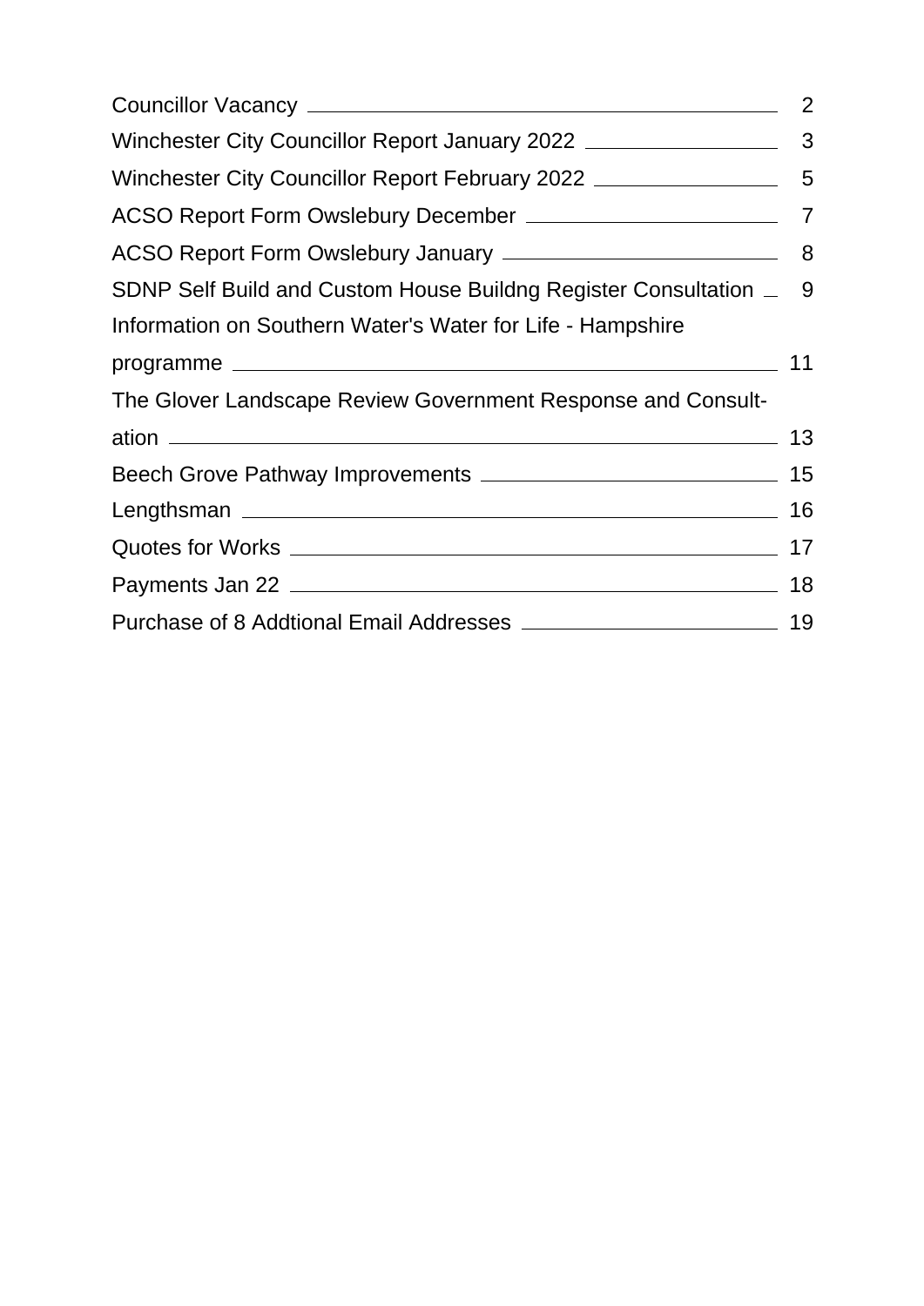| | |
|---|---|
| Councillor Vacancy | 2 |
| Winchester City Councillor Report January 2022 | 3 |
| Winchester City Councillor Report February 2022 | 5 |
| ACSO Report Form Owslebury December | 7 |
| ACSO Report Form Owslebury January | 8 |
| SDNP Self Build and Custom House Buildng Register Consultation | 9 |
| Information on Southern Water's Water for Life - Hampshire programme | 11 |
| The Glover Landscape Review Government Response and Consultation | 13 |
| Beech Grove Pathway Improvements | 15 |
| Lengthsman | 16 |
| Quotes for Works | 17 |
| Payments Jan 22 | 18 |
| Purchase of 8 Addtional Email Addresses | 19 |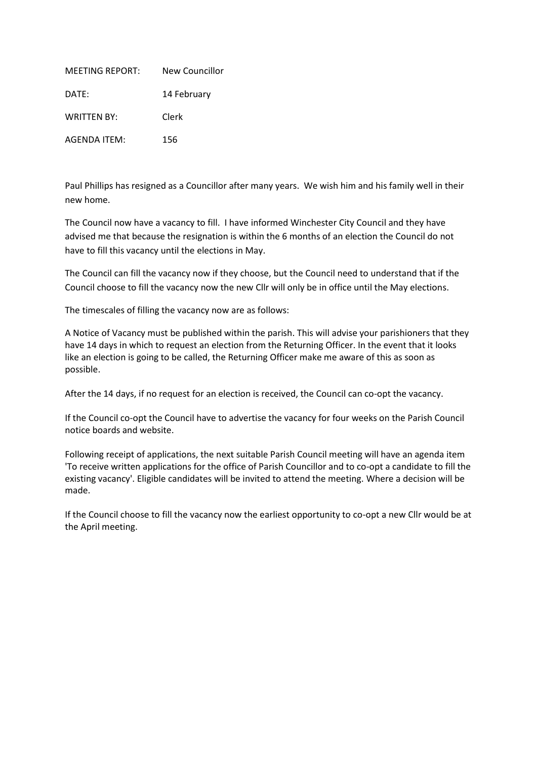| | |
|---|---|
| MEETING REPORT: | New Councillor |
| DATE: | 14 February |
| WRITTEN BY: | Clerk |
| AGENDA ITEM: | 156 |

Paul Phillips has resigned as a Councillor after many years. We wish him and his family well in their new home.

The Council now have a vacancy to fill. I have informed Winchester City Council and they have advised me that because the resignation is within the 6 months of an election the Council do not have to fill this vacancy until the elections in May.

The Council can fill the vacancy now if they choose, but the Council need to understand that if the Council choose to fill the vacancy now the new Cllr will only be in office until the May elections.

The timescales of filling the vacancy now are as follows:

A Notice of Vacancy must be published within the parish. This will advise your parishioners that they have 14 days in which to request an election from the Returning Officer. In the event that it looks like an election is going to be called, the Returning Officer make me aware of this as soon as possible.

After the 14 days, if no request for an election is received, the Council can co-opt the vacancy.

If the Council co-opt the Council have to advertise the vacancy for four weeks on the Parish Council notice boards and website.

Following receipt of applications, the next suitable Parish Council meeting will have an agenda item 'To receive written applications for the office of Parish Councillor and to co-opt a candidate to fill the existing vacancy'. Eligible candidates will be invited to attend the meeting. Where a decision will be made.

If the Council choose to fill the vacancy now the earliest opportunity to co-opt a new Cllr would be at the April meeting.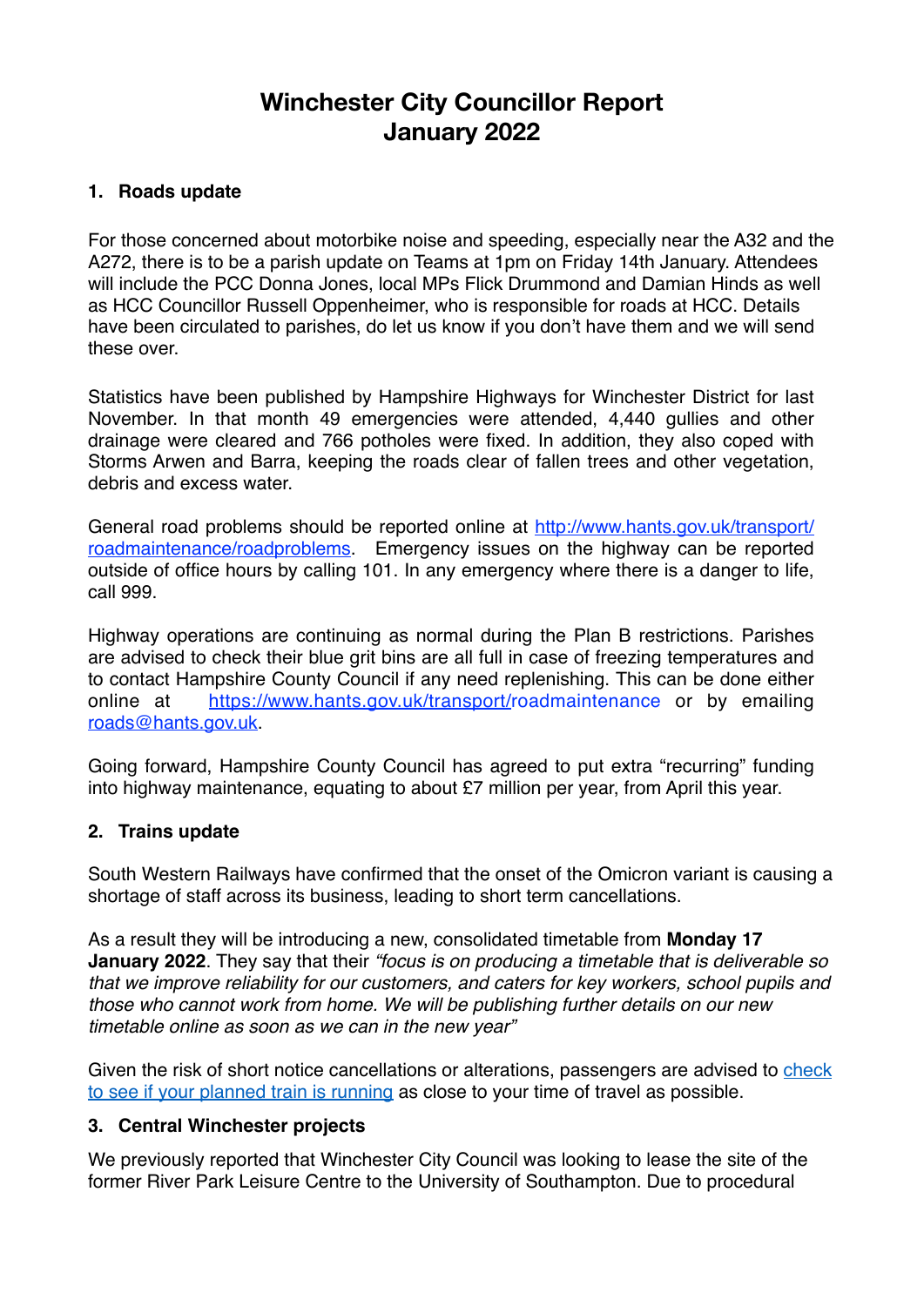# Winchester City Councillor Report
# January 2022

## 1. Roads update

For those concerned about motorbike noise and speeding, especially near the A32 and the A272, there is to be a parish update on Teams at 1pm on Friday 14th January. Attendees will include the PCC Donna Jones, local MPs Flick Drummond and Damian Hinds as well as HCC Councillor Russell Oppenheimer, who is responsible for roads at HCC. Details have been circulated to parishes, do let us know if you don't have them and we will send these over.

Statistics have been published by Hampshire Highways for Winchester District for last November. In that month 49 emergencies were attended, 4,440 gullies and other drainage were cleared and 766 potholes were fixed. In addition, they also coped with Storms Arwen and Barra, keeping the roads clear of fallen trees and other vegetation, debris and excess water.

General road problems should be reported online at [http://www.hants.gov.uk/transport/roadmaintenance/roadproblems](http://www.hants.gov.uk/transport/roadmaintenance/roadproblems). Emergency issues on the highway can be reported outside of office hours by calling 101. In any emergency where there is a danger to life, call 999.

Highway operations are continuing as normal during the Plan B restrictions. Parishes are advised to check their blue grit bins are all full in case of freezing temperatures and to contact Hampshire County Council if any need replenishing. This can be done either online at [https://www.hants.gov.uk/transport/roadmaintenance](https://www.hants.gov.uk/transport/roadmaintenance) or by emailing [roads@hants.gov.uk](mailto:roads@hants.gov.uk).

Going forward, Hampshire County Council has agreed to put extra "recurring" funding into highway maintenance, equating to about £7 million per year, from April this year.

## 2. Trains update

South Western Railways have confirmed that the onset of the Omicron variant is causing a shortage of staff across its business, leading to short term cancellations.

As a result they will be introducing a new, consolidated timetable from **Monday 17 January 2022**. They say that their *"focus is on producing a timetable that is deliverable so that we improve reliability for our customers, and caters for key workers, school pupils and those who cannot work from home. We will be publishing further details on our new timetable online as soon as we can in the new year"*

Given the risk of short notice cancellations or alterations, passengers are advised to check to see if your planned train is running as close to your time of travel as possible.

## 3. Central Winchester projects

We previously reported that Winchester City Council was looking to lease the site of the former River Park Leisure Centre to the University of Southampton. Due to procedural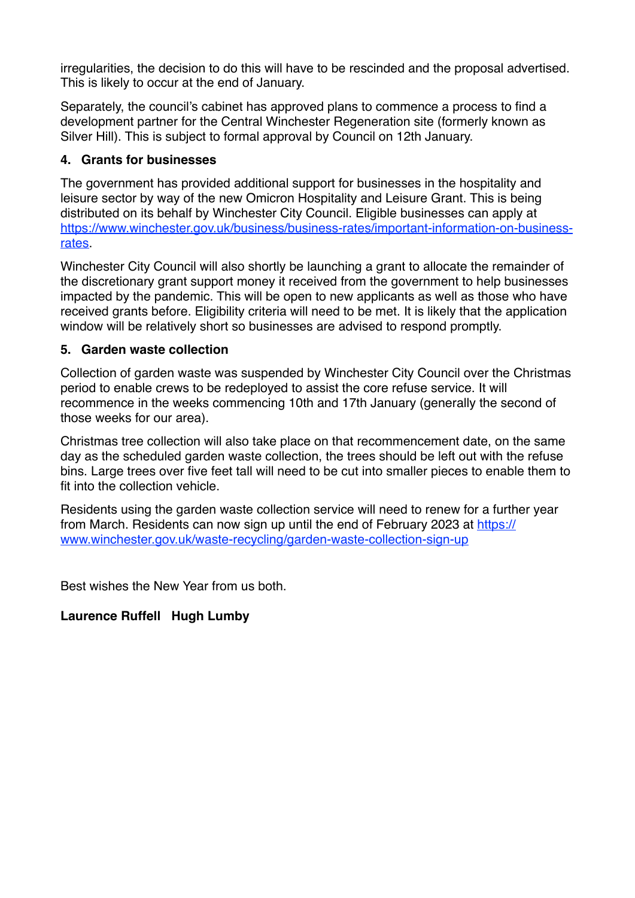irregularities, the decision to do this will have to be rescinded and the proposal advertised. This is likely to occur at the end of January.

Separately, the council's cabinet has approved plans to commence a process to find a development partner for the Central Winchester Regeneration site (formerly known as Silver Hill). This is subject to formal approval by Council on 12th January.

**4. Grants for businesses**

The government has provided additional support for businesses in the hospitality and leisure sector by way of the new Omicron Hospitality and Leisure Grant. This is being distributed on its behalf by Winchester City Council. Eligible businesses can apply at [https://www.winchester.gov.uk/business/business-rates/important-information-on-business-rates](https://www.winchester.gov.uk/business/business-rates/important-information-on-business-rates).

Winchester City Council will also shortly be launching a grant to allocate the remainder of the discretionary grant support money it received from the government to help businesses impacted by the pandemic. This will be open to new applicants as well as those who have received grants before. Eligibility criteria will need to be met. It is likely that the application window will be relatively short so businesses are advised to respond promptly.

**5. Garden waste collection**

Collection of garden waste was suspended by Winchester City Council over the Christmas period to enable crews to be redeployed to assist the core refuse service. It will recommence in the weeks commencing 10th and 17th January (generally the second of those weeks for our area).

Christmas tree collection will also take place on that recommencement date, on the same day as the scheduled garden waste collection, the trees should be left out with the refuse bins. Large trees over five feet tall will need to be cut into smaller pieces to enable them to fit into the collection vehicle.

Residents using the garden waste collection service will need to renew for a further year from March. Residents can now sign up until the end of February 2023 at [https://www.winchester.gov.uk/waste-recycling/garden-waste-collection-sign-up](https://www.winchester.gov.uk/waste-recycling/garden-waste-collection-sign-up)

Best wishes the New Year from us both.

**Laurence Ruffell   Hugh Lumby**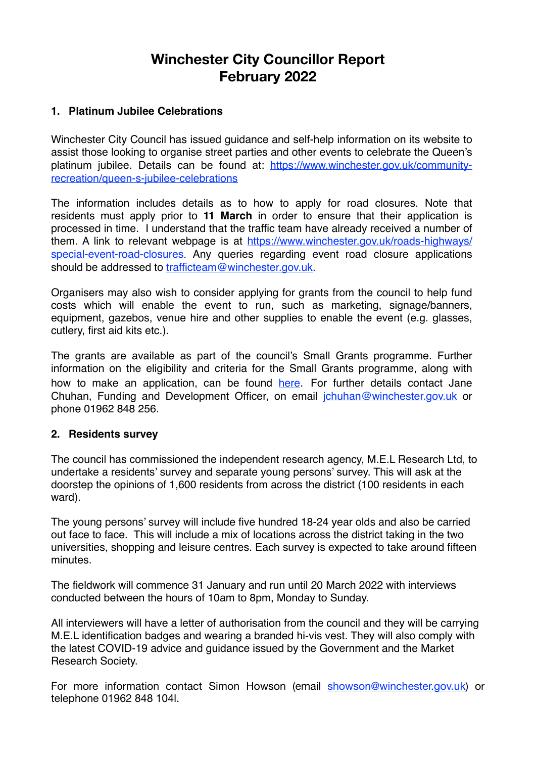# Winchester City Councillor Report
# February 2022

## 1. Platinum Jubilee Celebrations

Winchester City Council has issued guidance and self-help information on its website to assist those looking to organise street parties and other events to celebrate the Queen's platinum jubilee. Details can be found at: [https://www.winchester.gov.uk/community-recreation/queen-s-jubilee-celebrations](https://www.winchester.gov.uk/community-recreation/queen-s-jubilee-celebrations)

The information includes details as to how to apply for road closures. Note that residents must apply prior to **11 March** in order to ensure that their application is processed in time. I understand that the traffic team have already received a number of them. A link to relevant webpage is at [https://www.winchester.gov.uk/roads-highways/special-event-road-closures](https://www.winchester.gov.uk/roads-highways/special-event-road-closures). Any queries regarding event road closure applications should be addressed to [trafficteam@winchester.gov.uk](mailto:trafficteam@winchester.gov.uk).

Organisers may also wish to consider applying for grants from the council to help fund costs which will enable the event to run, such as marketing, signage/banners, equipment, gazebos, venue hire and other supplies to enable the event (e.g. glasses, cutlery, first aid kits etc.).

The grants are available as part of the council's Small Grants programme. Further information on the eligibility and criteria for the Small Grants programme, along with how to make an application, can be found here. For further details contact Jane Chuhan, Funding and Development Officer, on email [jchuhan@winchester.gov.uk](mailto:jchuhan@winchester.gov.uk) or phone 01962 848 256.

## 2. Residents survey

The council has commissioned the independent research agency, M.E.L Research Ltd, to undertake a residents' survey and separate young persons' survey. This will ask at the doorstep the opinions of 1,600 residents from across the district (100 residents in each ward).

The young persons' survey will include five hundred 18-24 year olds and also be carried out face to face. This will include a mix of locations across the district taking in the two universities, shopping and leisure centres. Each survey is expected to take around fifteen minutes.

The fieldwork will commence 31 January and run until 20 March 2022 with interviews conducted between the hours of 10am to 8pm, Monday to Sunday.

All interviewers will have a letter of authorisation from the council and they will be carrying M.E.L identification badges and wearing a branded hi-vis vest. They will also comply with the latest COVID-19 advice and guidance issued by the Government and the Market Research Society.

For more information contact Simon Howson (email [showson@winchester.gov.uk](mailto:showson@winchester.gov.uk)) or telephone 01962 848 104l.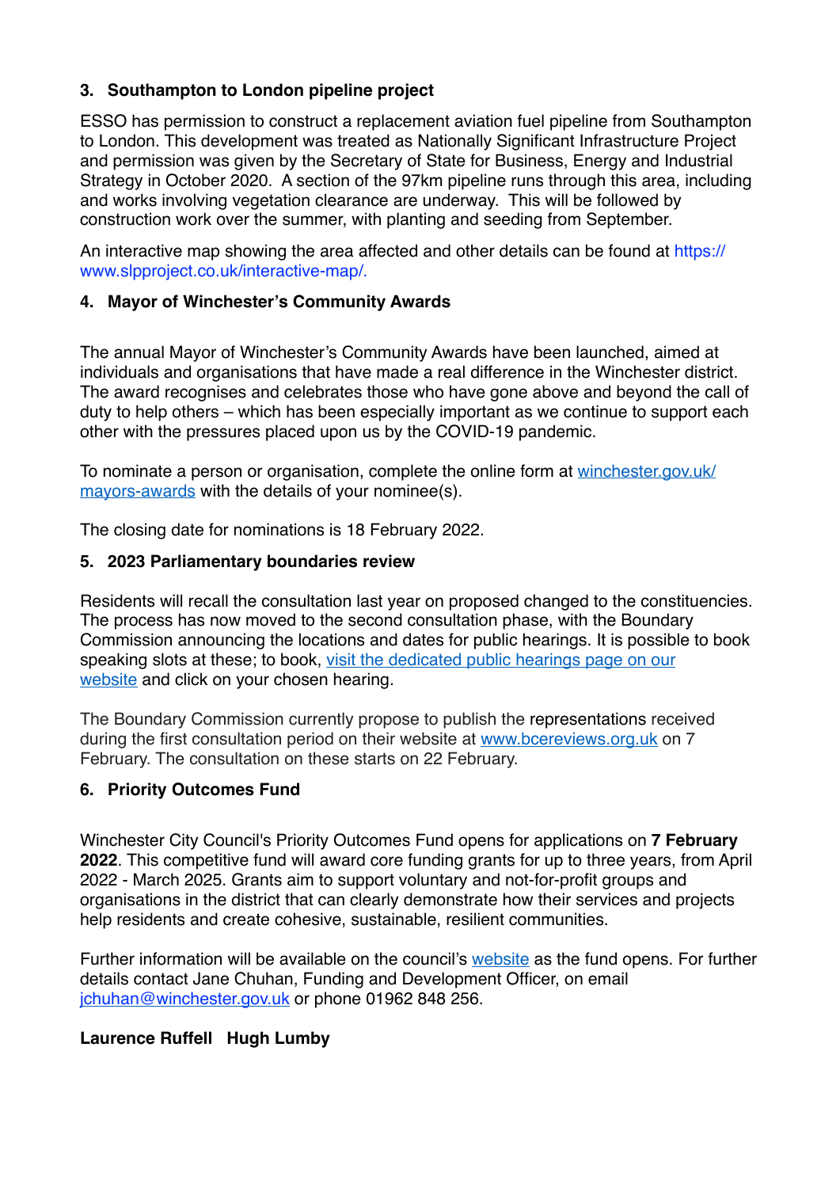### 3. Southampton to London pipeline project

ESSO has permission to construct a replacement aviation fuel pipeline from Southampton to London. This development was treated as Nationally Significant Infrastructure Project and permission was given by the Secretary of State for Business, Energy and Industrial Strategy in October 2020. A section of the 97km pipeline runs through this area, including and works involving vegetation clearance are underway. This will be followed by construction work over the summer, with planting and seeding from September.

An interactive map showing the area affected and other details can be found at https://www.slpproject.co.uk/interactive-map/.

### 4. Mayor of Winchester's Community Awards

The annual Mayor of Winchester's Community Awards have been launched, aimed at individuals and organisations that have made a real difference in the Winchester district. The award recognises and celebrates those who have gone above and beyond the call of duty to help others – which has been especially important as we continue to support each other with the pressures placed upon us by the COVID-19 pandemic.

To nominate a person or organisation, complete the online form at winchester.gov.uk/mayors-awards with the details of your nominee(s).

The closing date for nominations is 18 February 2022.

### 5. 2023 Parliamentary boundaries review

Residents will recall the consultation last year on proposed changed to the constituencies. The process has now moved to the second consultation phase, with the Boundary Commission announcing the locations and dates for public hearings. It is possible to book speaking slots at these; to book, visit the dedicated public hearings page on our website and click on your chosen hearing.

The Boundary Commission currently propose to publish the representations received during the first consultation period on their website at www.bcereviews.org.uk on 7 February. The consultation on these starts on 22 February.

### 6. Priority Outcomes Fund

Winchester City Council's Priority Outcomes Fund opens for applications on **7 February 2022**. This competitive fund will award core funding grants for up to three years, from April 2022 - March 2025. Grants aim to support voluntary and not-for-profit groups and organisations in the district that can clearly demonstrate how their services and projects help residents and create cohesive, sustainable, resilient communities.

Further information will be available on the council's website as the fund opens. For further details contact Jane Chuhan, Funding and Development Officer, on email jchuhan@winchester.gov.uk or phone 01962 848 256.

**Laurence Ruffell   Hugh Lumby**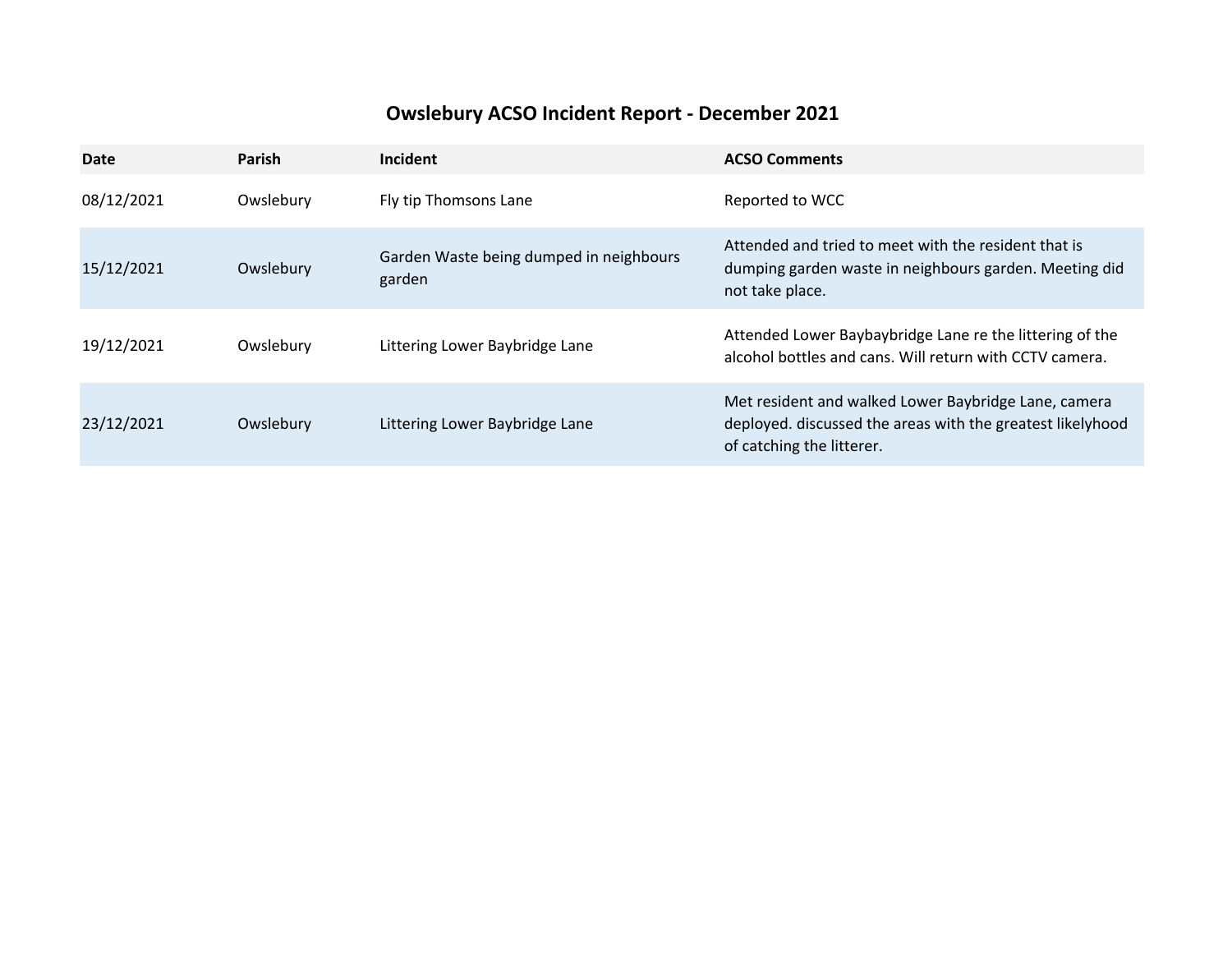# Owslebury ACSO Incident Report - December 2021

| Date | Parish | Incident | ACSO Comments |
|---|---|---|---|
| 08/12/2021 | Owslebury | Fly tip Thomsons Lane | Reported to WCC |
| 15/12/2021 | Owslebury | Garden Waste being dumped in neighbours garden | Attended and tried to meet with the resident that is dumping garden waste in neighbours garden. Meeting did not take place. |
| 19/12/2021 | Owslebury | Littering Lower Baybridge Lane | Attended Lower Baybaybridge Lane re the littering of the alcohol bottles and cans. Will return with CCTV camera. |
| 23/12/2021 | Owslebury | Littering Lower Baybridge Lane | Met resident and walked Lower Baybridge Lane, camera deployed. discussed the areas with the greatest likelyhood of catching the litterer. |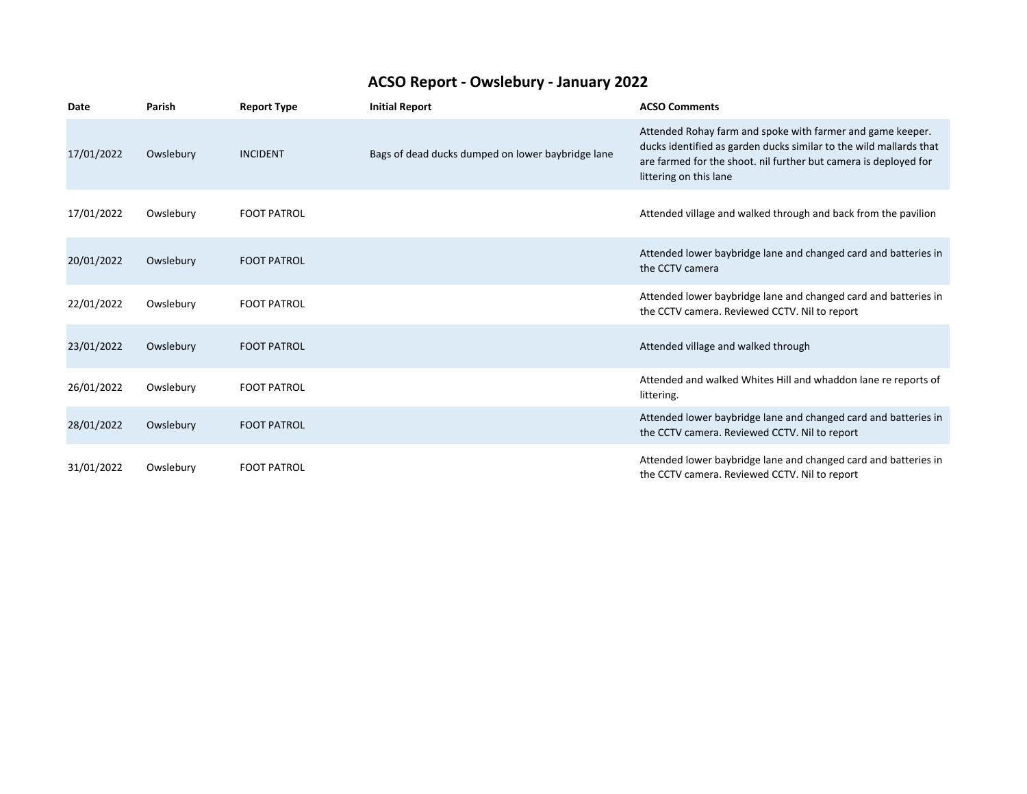# ACSO Report - Owslebury - January 2022

| Date | Parish | Report Type | Initial Report | ACSO Comments |
|---|---|---|---|---|
| 17/01/2022 | Owslebury | INCIDENT | Bags of dead ducks dumped on lower baybridge lane | Attended Rohay farm and spoke with farmer and game keeper. ducks identified as garden ducks similar to the wild mallards that are farmed for the shoot. nil further but camera is deployed for littering on this lane |
| 17/01/2022 | Owslebury | FOOT PATROL | | Attended village and walked through and back from the pavilion |
| 20/01/2022 | Owslebury | FOOT PATROL | | Attended lower baybridge lane and changed card and batteries in the CCTV camera |
| 22/01/2022 | Owslebury | FOOT PATROL | | Attended lower baybridge lane and changed card and batteries in the CCTV camera. Reviewed CCTV. Nil to report |
| 23/01/2022 | Owslebury | FOOT PATROL | | Attended village and walked through |
| 26/01/2022 | Owslebury | FOOT PATROL | | Attended and walked Whites Hill and whaddon lane re reports of littering. |
| 28/01/2022 | Owslebury | FOOT PATROL | | Attended lower baybridge lane and changed card and batteries in the CCTV camera. Reviewed CCTV. Nil to report |
| 31/01/2022 | Owslebury | FOOT PATROL | | Attended lower baybridge lane and changed card and batteries in the CCTV camera. Reviewed CCTV. Nil to report |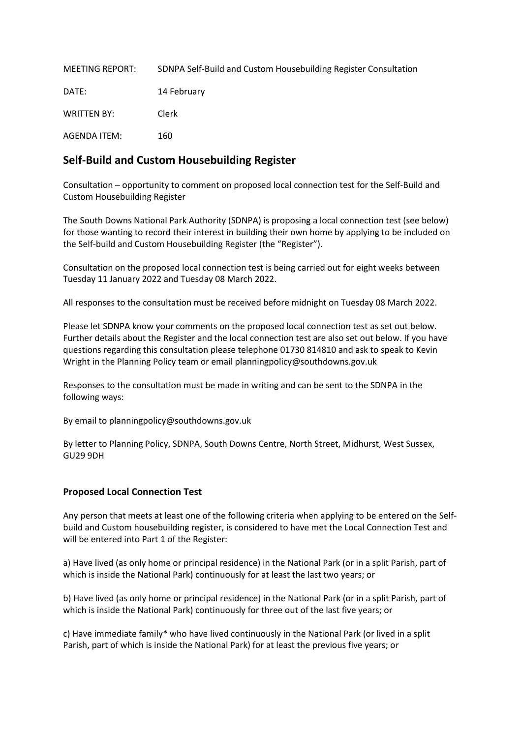MEETING REPORT: SDNPA Self-Build and Custom Housebuilding Register Consultation

DATE: 14 February

WRITTEN BY: Clerk

AGENDA ITEM: 160

## Self-Build and Custom Housebuilding Register

Consultation – opportunity to comment on proposed local connection test for the Self-Build and Custom Housebuilding Register

The South Downs National Park Authority (SDNPA) is proposing a local connection test (see below) for those wanting to record their interest in building their own home by applying to be included on the Self-build and Custom Housebuilding Register (the "Register").

Consultation on the proposed local connection test is being carried out for eight weeks between Tuesday 11 January 2022 and Tuesday 08 March 2022.

All responses to the consultation must be received before midnight on Tuesday 08 March 2022.

Please let SDNPA know your comments on the proposed local connection test as set out below. Further details about the Register and the local connection test are also set out below. If you have questions regarding this consultation please telephone 01730 814810 and ask to speak to Kevin Wright in the Planning Policy team or email planningpolicy@southdowns.gov.uk

Responses to the consultation must be made in writing and can be sent to the SDNPA in the following ways:

By email to planningpolicy@southdowns.gov.uk

By letter to Planning Policy, SDNPA, South Downs Centre, North Street, Midhurst, West Sussex, GU29 9DH

### Proposed Local Connection Test

Any person that meets at least one of the following criteria when applying to be entered on the Self-build and Custom housebuilding register, is considered to have met the Local Connection Test and will be entered into Part 1 of the Register:

a) Have lived (as only home or principal residence) in the National Park (or in a split Parish, part of which is inside the National Park) continuously for at least the last two years; or

b) Have lived (as only home or principal residence) in the National Park (or in a split Parish, part of which is inside the National Park) continuously for three out of the last five years; or

c) Have immediate family* who have lived continuously in the National Park (or lived in a split Parish, part of which is inside the National Park) for at least the previous five years; or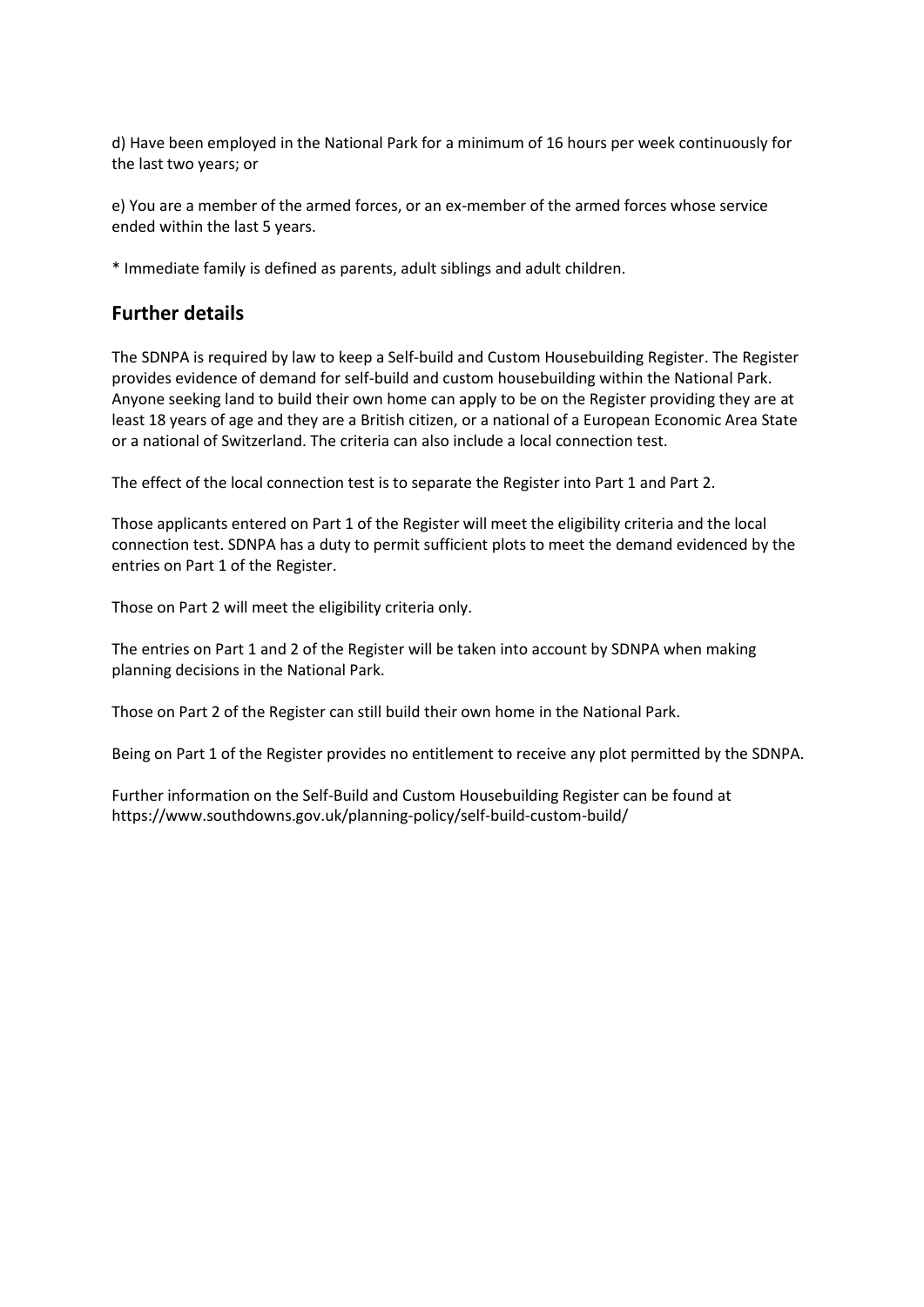d) Have been employed in the National Park for a minimum of 16 hours per week continuously for the last two years; or

e) You are a member of the armed forces, or an ex-member of the armed forces whose service ended within the last 5 years.

* Immediate family is defined as parents, adult siblings and adult children.

## Further details

The SDNPA is required by law to keep a Self-build and Custom Housebuilding Register. The Register provides evidence of demand for self-build and custom housebuilding within the National Park. Anyone seeking land to build their own home can apply to be on the Register providing they are at least 18 years of age and they are a British citizen, or a national of a European Economic Area State or a national of Switzerland. The criteria can also include a local connection test.

The effect of the local connection test is to separate the Register into Part 1 and Part 2.

Those applicants entered on Part 1 of the Register will meet the eligibility criteria and the local connection test. SDNPA has a duty to permit sufficient plots to meet the demand evidenced by the entries on Part 1 of the Register.

Those on Part 2 will meet the eligibility criteria only.

The entries on Part 1 and 2 of the Register will be taken into account by SDNPA when making planning decisions in the National Park.

Those on Part 2 of the Register can still build their own home in the National Park.

Being on Part 1 of the Register provides no entitlement to receive any plot permitted by the SDNPA.

Further information on the Self-Build and Custom Housebuilding Register can be found at https://www.southdowns.gov.uk/planning-policy/self-build-custom-build/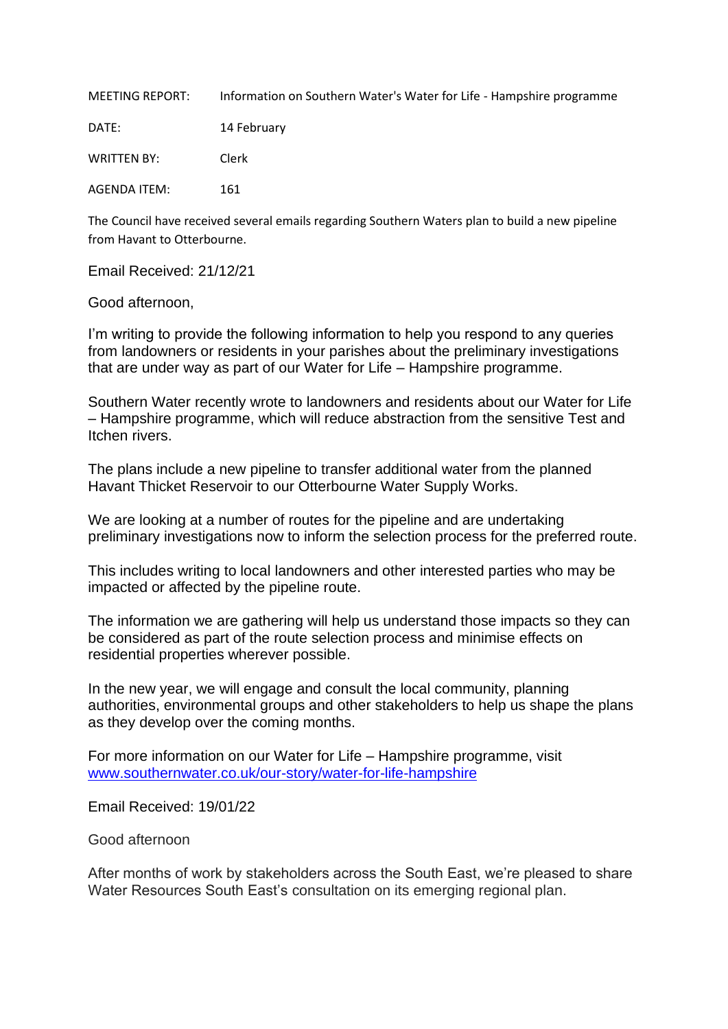| | |
|---|---|
| MEETING REPORT: | Information on Southern Water's Water for Life - Hampshire programme |
| DATE: | 14 February |
| WRITTEN BY: | Clerk |
| AGENDA ITEM: | 161 |

The Council have received several emails regarding Southern Waters plan to build a new pipeline from Havant to Otterbourne.

Email Received: 21/12/21

Good afternoon,

I'm writing to provide the following information to help you respond to any queries from landowners or residents in your parishes about the preliminary investigations that are under way as part of our Water for Life – Hampshire programme.

Southern Water recently wrote to landowners and residents about our Water for Life – Hampshire programme, which will reduce abstraction from the sensitive Test and Itchen rivers.

The plans include a new pipeline to transfer additional water from the planned Havant Thicket Reservoir to our Otterbourne Water Supply Works.

We are looking at a number of routes for the pipeline and are undertaking preliminary investigations now to inform the selection process for the preferred route.

This includes writing to local landowners and other interested parties who may be impacted or affected by the pipeline route.

The information we are gathering will help us understand those impacts so they can be considered as part of the route selection process and minimise effects on residential properties wherever possible.

In the new year, we will engage and consult the local community, planning authorities, environmental groups and other stakeholders to help us shape the plans as they develop over the coming months.

For more information on our Water for Life – Hampshire programme, visit [www.southernwater.co.uk/our-story/water-for-life-hampshire](www.southernwater.co.uk/our-story/water-for-life-hampshire)

Email Received: 19/01/22

Good afternoon

After months of work by stakeholders across the South East, we're pleased to share Water Resources South East's consultation on its emerging regional plan.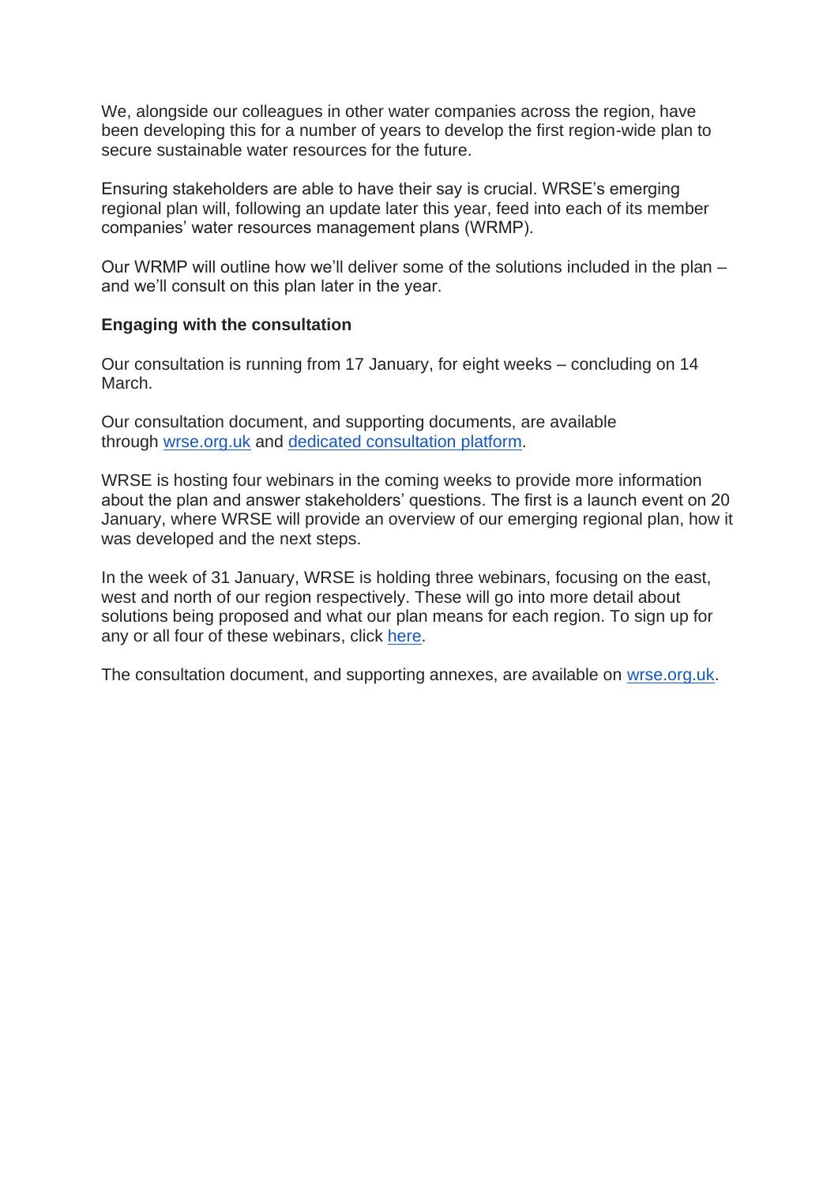We, alongside our colleagues in other water companies across the region, have been developing this for a number of years to develop the first region-wide plan to secure sustainable water resources for the future.

Ensuring stakeholders are able to have their say is crucial. WRSE's emerging regional plan will, following an update later this year, feed into each of its member companies' water resources management plans (WRMP).

Our WRMP will outline how we'll deliver some of the solutions included in the plan – and we'll consult on this plan later in the year.

**Engaging with the consultation**

Our consultation is running from 17 January, for eight weeks – concluding on 14 March.

Our consultation document, and supporting documents, are available through wrse.org.uk and dedicated consultation platform.

WRSE is hosting four webinars in the coming weeks to provide more information about the plan and answer stakeholders' questions. The first is a launch event on 20 January, where WRSE will provide an overview of our emerging regional plan, how it was developed and the next steps.

In the week of 31 January, WRSE is holding three webinars, focusing on the east, west and north of our region respectively. These will go into more detail about solutions being proposed and what our plan means for each region. To sign up for any or all four of these webinars, click here.

The consultation document, and supporting annexes, are available on wrse.org.uk.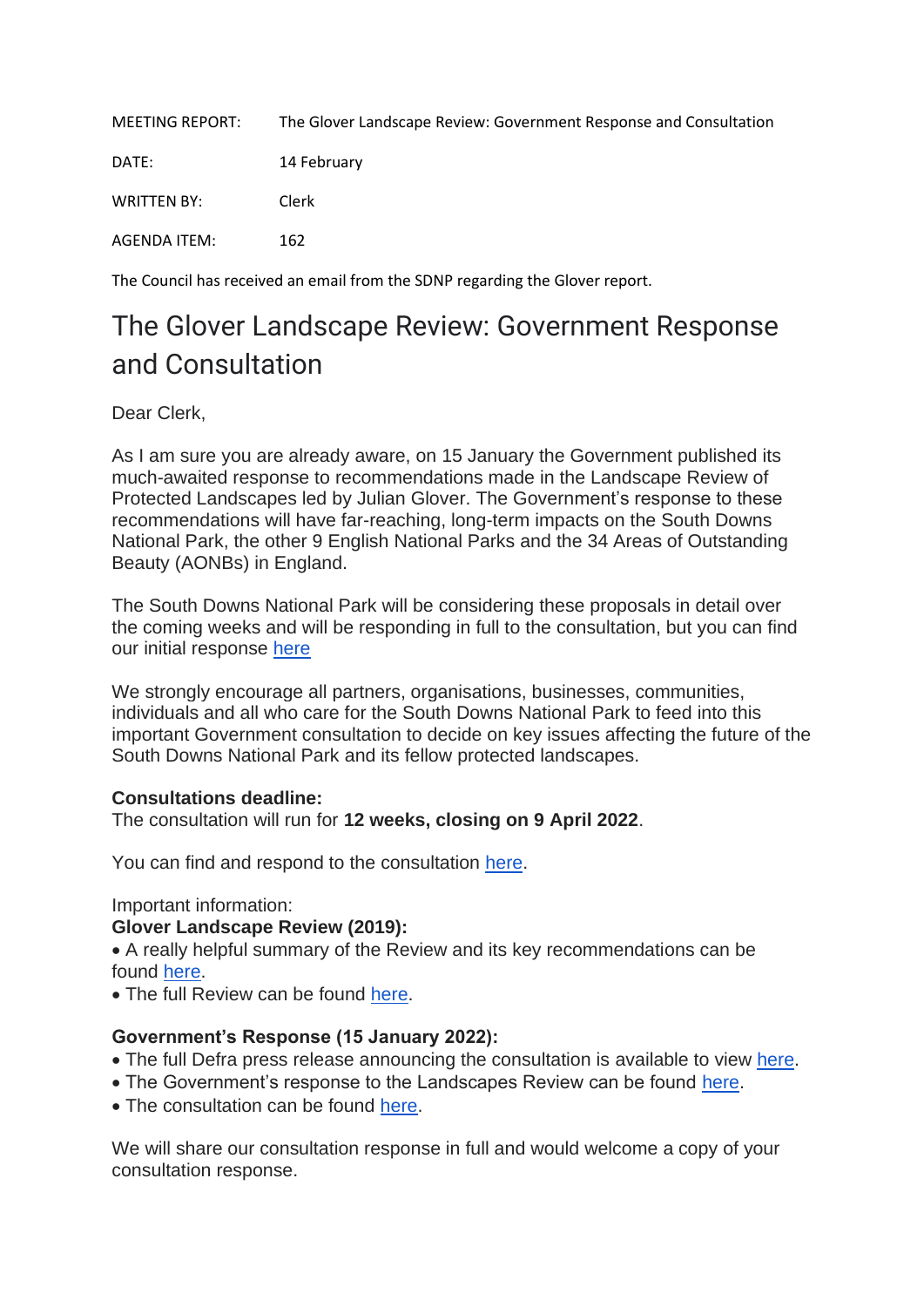| | |
|---|---|
| MEETING REPORT: | The Glover Landscape Review: Government Response and Consultation |
| DATE: | 14 February |
| WRITTEN BY: | Clerk |
| AGENDA ITEM: | 162 |

The Council has received an email from the SDNP regarding the Glover report.

# The Glover Landscape Review: Government Response and Consultation

Dear Clerk,

As I am sure you are already aware, on 15 January the Government published its much-awaited response to recommendations made in the Landscape Review of Protected Landscapes led by Julian Glover. The Government's response to these recommendations will have far-reaching, long-term impacts on the South Downs National Park, the other 9 English National Parks and the 34 Areas of Outstanding Beauty (AONBs) in England.

The South Downs National Park will be considering these proposals in detail over the coming weeks and will be responding in full to the consultation, but you can find our initial response here

We strongly encourage all partners, organisations, businesses, communities, individuals and all who care for the South Downs National Park to feed into this important Government consultation to decide on key issues affecting the future of the South Downs National Park and its fellow protected landscapes.

**Consultations deadline:**
The consultation will run for **12 weeks, closing on 9 April 2022**.

You can find and respond to the consultation here.

Important information:
**Glover Landscape Review (2019):**
• A really helpful summary of the Review and its key recommendations can be found here.
• The full Review can be found here.

**Government's Response (15 January 2022):**
• The full Defra press release announcing the consultation is available to view here.
• The Government's response to the Landscapes Review can be found here.
• The consultation can be found here.

We will share our consultation response in full and would welcome a copy of your consultation response.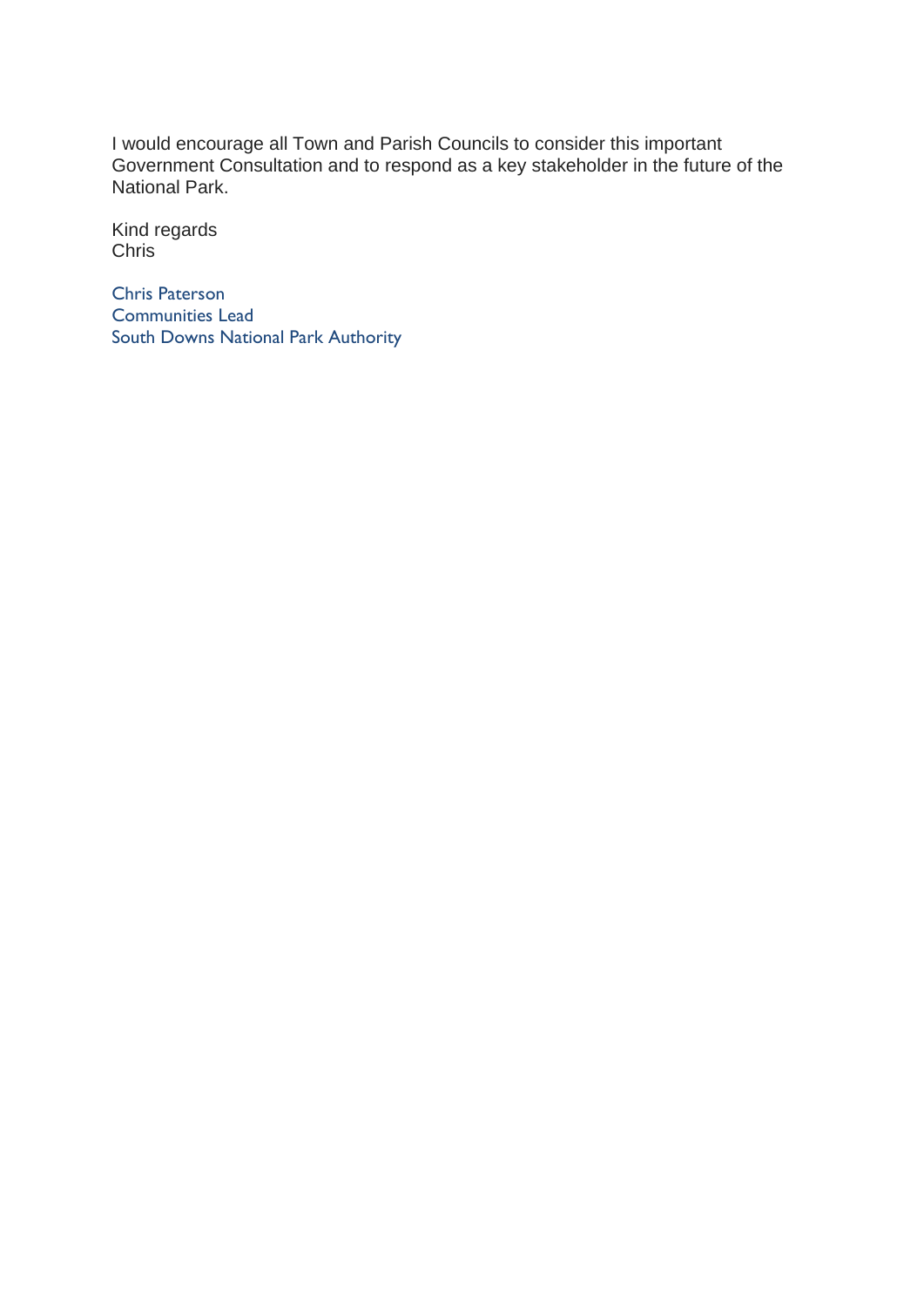I would encourage all Town and Parish Councils to consider this important Government Consultation and to respond as a key stakeholder in the future of the National Park.

Kind regards
Chris

Chris Paterson
Communities Lead
South Downs National Park Authority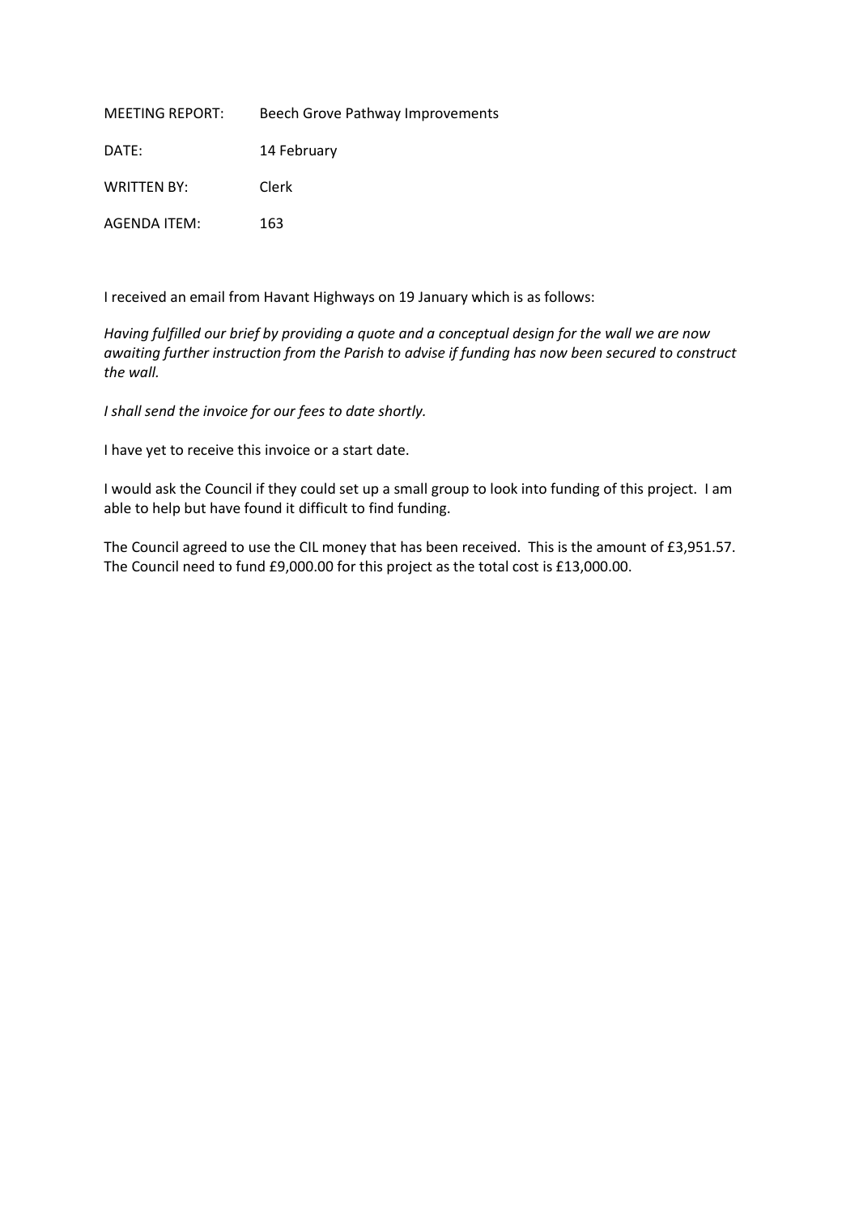MEETING REPORT: Beech Grove Pathway Improvements

DATE: 14 February

WRITTEN BY: Clerk

AGENDA ITEM: 163

I received an email from Havant Highways on 19 January which is as follows:

*Having fulfilled our brief by providing a quote and a conceptual design for the wall we are now awaiting further instruction from the Parish to advise if funding has now been secured to construct the wall.*

*I shall send the invoice for our fees to date shortly.*

I have yet to receive this invoice or a start date.

I would ask the Council if they could set up a small group to look into funding of this project. I am able to help but have found it difficult to find funding.

The Council agreed to use the CIL money that has been received. This is the amount of £3,951.57. The Council need to fund £9,000.00 for this project as the total cost is £13,000.00.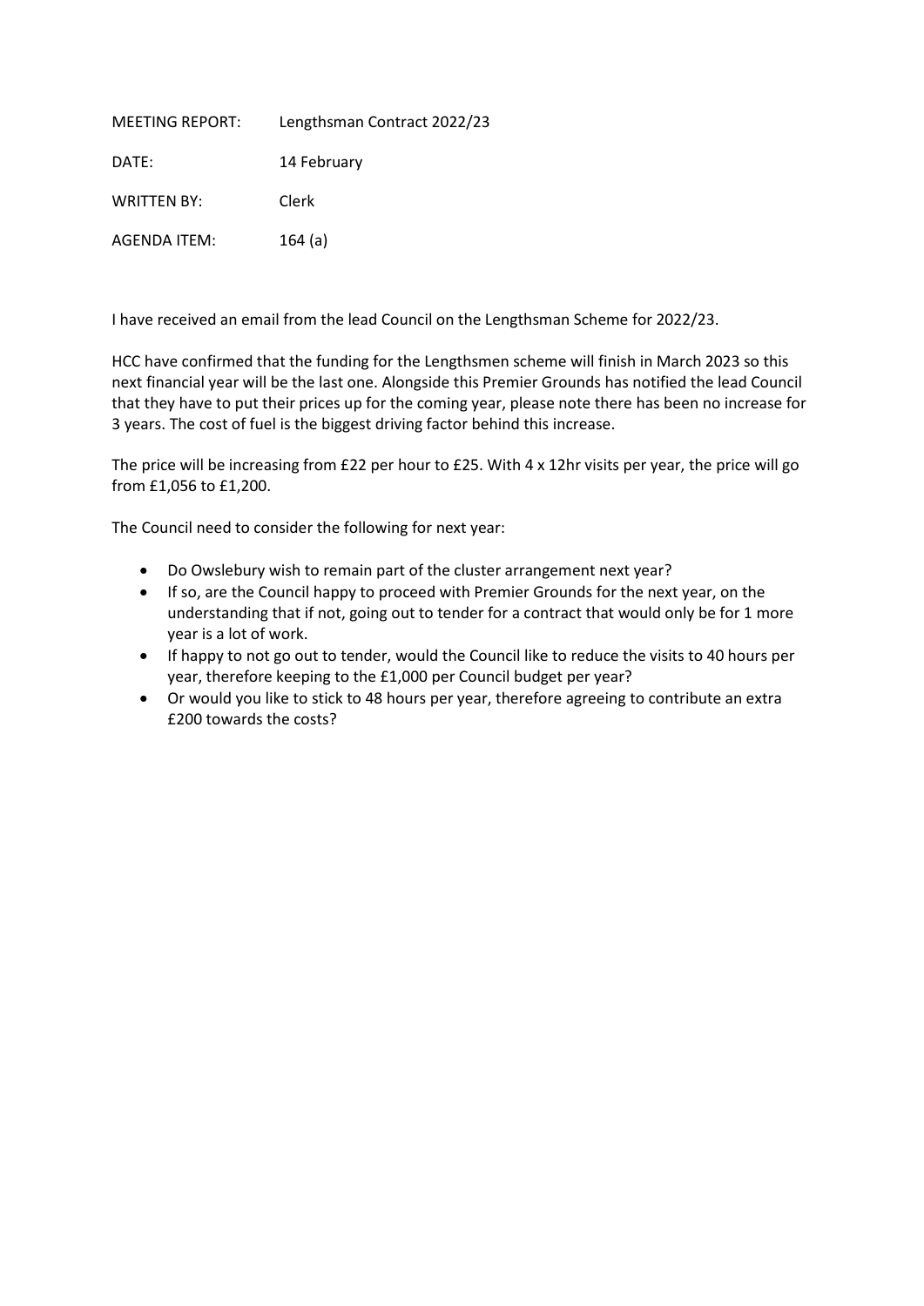| | |
|---|---|
| MEETING REPORT: | Lengthsman Contract 2022/23 |
| DATE: | 14 February |
| WRITTEN BY: | Clerk |
| AGENDA ITEM: | 164 (a) |

I have received an email from the lead Council on the Lengthsman Scheme for 2022/23.

HCC have confirmed that the funding for the Lengthsmen scheme will finish in March 2023 so this next financial year will be the last one. Alongside this Premier Grounds has notified the lead Council that they have to put their prices up for the coming year, please note there has been no increase for 3 years. The cost of fuel is the biggest driving factor behind this increase.

The price will be increasing from £22 per hour to £25. With 4 x 12hr visits per year, the price will go from £1,056 to £1,200.

The Council need to consider the following for next year:

- Do Owslebury wish to remain part of the cluster arrangement next year?
- If so, are the Council happy to proceed with Premier Grounds for the next year, on the understanding that if not, going out to tender for a contract that would only be for 1 more year is a lot of work.
- If happy to not go out to tender, would the Council like to reduce the visits to 40 hours per year, therefore keeping to the £1,000 per Council budget per year?
- Or would you like to stick to 48 hours per year, therefore agreeing to contribute an extra £200 towards the costs?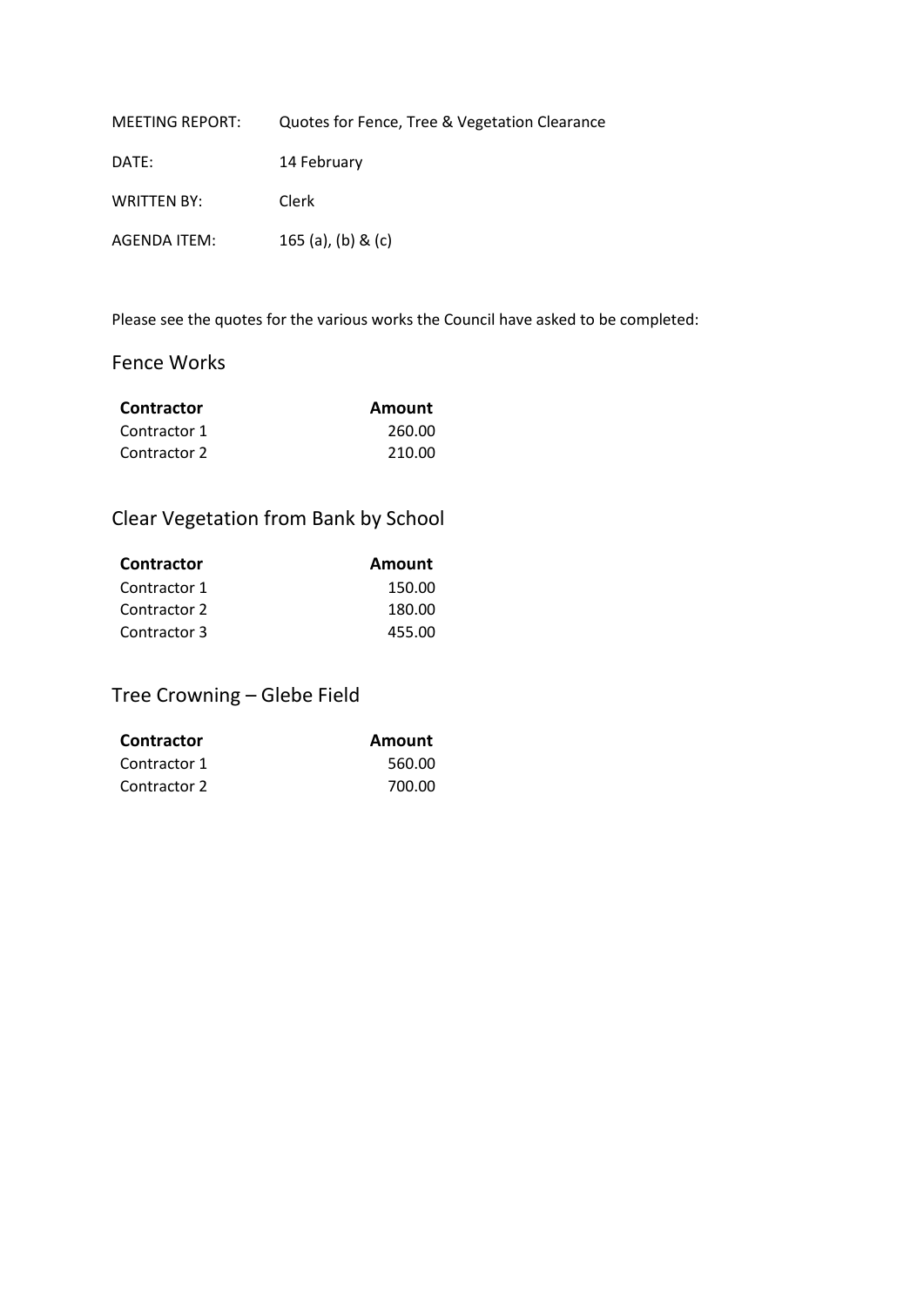MEETING REPORT: Quotes for Fence, Tree & Vegetation Clearance

DATE: 14 February

WRITTEN BY: Clerk

AGENDA ITEM: 165 (a), (b) & (c)

Please see the quotes for the various works the Council have asked to be completed:

## Fence Works

| Contractor | Amount |
|---|---|
| Contractor 1 | 260.00 |
| Contractor 2 | 210.00 |

## Clear Vegetation from Bank by School

| Contractor | Amount |
|---|---|
| Contractor 1 | 150.00 |
| Contractor 2 | 180.00 |
| Contractor 3 | 455.00 |

## Tree Crowning – Glebe Field

| Contractor | Amount |
|---|---|
| Contractor 1 | 560.00 |
| Contractor 2 | 700.00 |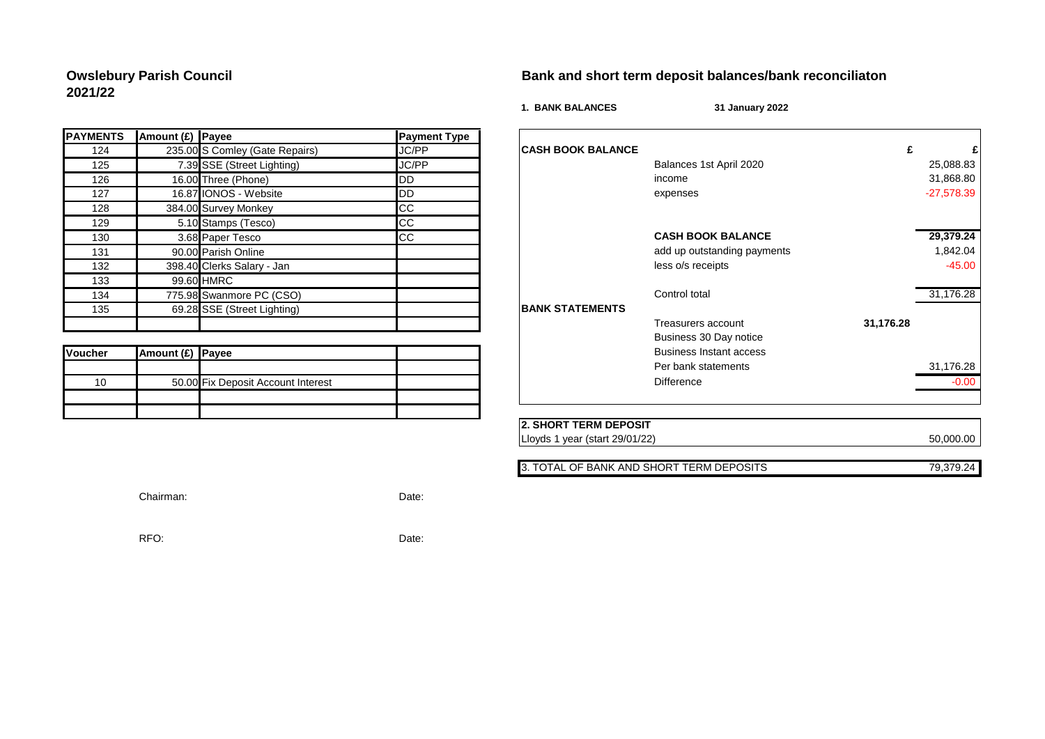# Owslebury Parish Council
# 2021/22

| PAYMENTS | Amount (£) | Payee | Payment Type |
|---|---|---|---|
| 124 | 235.00 | S Comley (Gate Repairs) | JC/PP |
| 125 | 7.39 | SSE (Street Lighting) | JC/PP |
| 126 | 16.00 | Three (Phone) | DD |
| 127 | 16.87 | IONOS - Website | DD |
| 128 | 384.00 | Survey Monkey | CC |
| 129 | 5.10 | Stamps (Tesco) | CC |
| 130 | 3.68 | Paper Tesco | CC |
| 131 | 90.00 | Parish Online | |
| 132 | 398.40 | Clerks Salary - Jan | |
| 133 | 99.60 | HMRC | |
| 134 | 775.98 | Swanmore PC (CSO) | |
| 135 | 69.28 | SSE (Street Lighting) | |
| | | | |

| Voucher | Amount (£) | Payee | |
|---|---|---|---|
| | | | |
| 10 | 50.00 | Fix Deposit Account Interest | |
| | | | |
| | | | |

Chairman: Date:

RFO: Date:

## Bank and short term deposit balances/bank reconciliaton

**1. BANK BALANCES** **31 January 2022**

| | | £ | £ |
|---|---|---|---|
| **CASH BOOK BALANCE** | | | |
| | Balances 1st April 2020 | | 25,088.83 |
| | income | | 31,868.80 |
| | expenses | | -27,578.39 |
| | **CASH BOOK BALANCE** | | **29,379.24** |
| | add up outstanding payments | | 1,842.04 |
| | less o/s receipts | | -45.00 |
| | Control total | | 31,176.28 |
| **BANK STATEMENTS** | | | |
| | Treasurers account | **31,176.28** | |
| | Business 30 Day notice | | |
| | Business Instant access | | |
| | Per bank statements | | 31,176.28 |
| | Difference | | -0.00 |

| **2. SHORT TERM DEPOSIT** | |
|---|---|
| Lloyds 1 year (start 29/01/22) | 50,000.00 |

| 3. TOTAL OF BANK AND SHORT TERM DEPOSITS | 79,379.24 |
|---|---|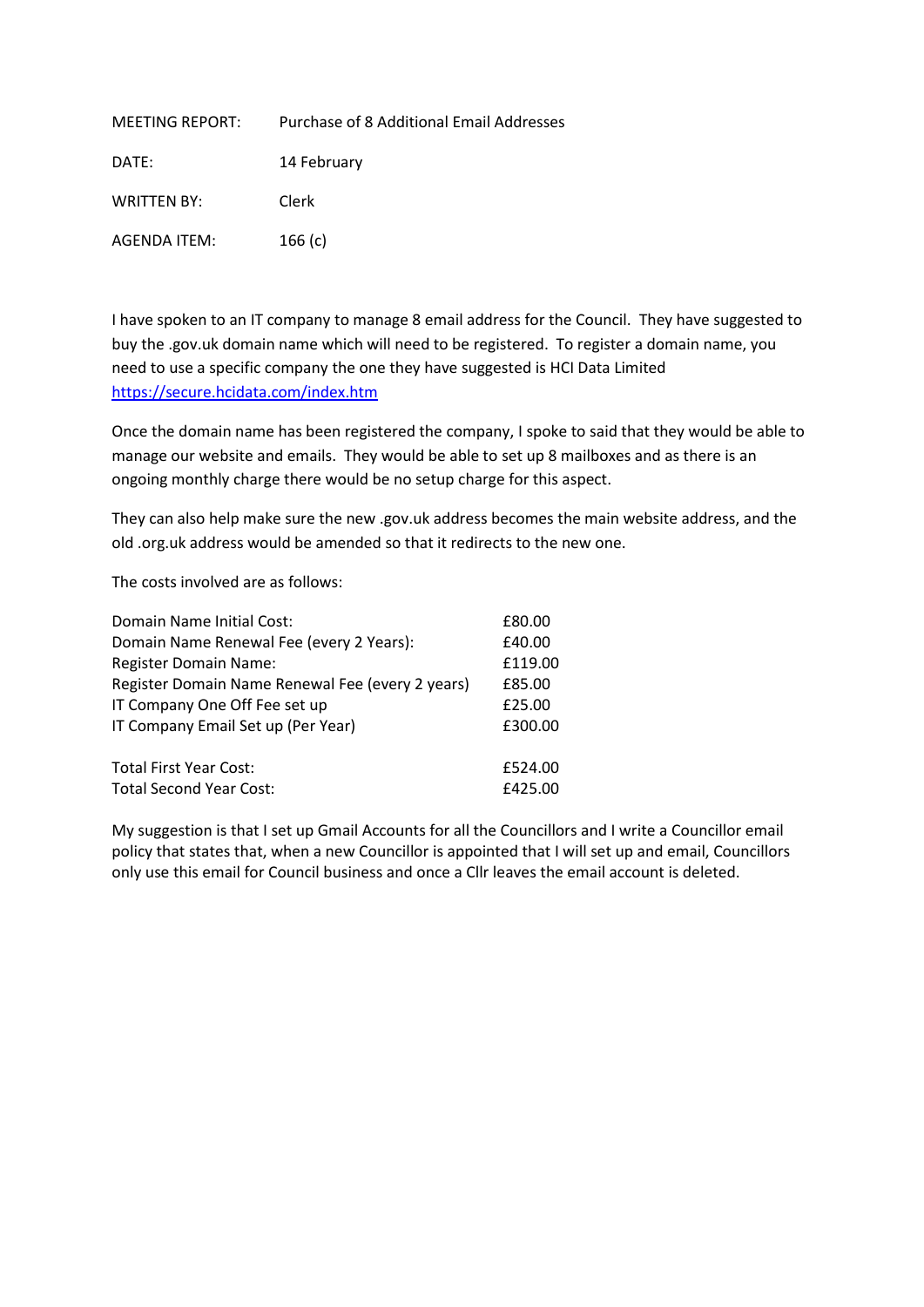| | |
|---|---|
| MEETING REPORT: | Purchase of 8 Additional Email Addresses |
| DATE: | 14 February |
| WRITTEN BY: | Clerk |
| AGENDA ITEM: | 166 (c) |

I have spoken to an IT company to manage 8 email address for the Council. They have suggested to buy the .gov.uk domain name which will need to be registered. To register a domain name, you need to use a specific company the one they have suggested is HCI Data Limited https://secure.hcidata.com/index.htm

Once the domain name has been registered the company, I spoke to said that they would be able to manage our website and emails. They would be able to set up 8 mailboxes and as there is an ongoing monthly charge there would be no setup charge for this aspect.

They can also help make sure the new .gov.uk address becomes the main website address, and the old .org.uk address would be amended so that it redirects to the new one.

The costs involved are as follows:

| | |
|---|---|
| Domain Name Initial Cost: | £80.00 |
| Domain Name Renewal Fee (every 2 Years): | £40.00 |
| Register Domain Name: | £119.00 |
| Register Domain Name Renewal Fee (every 2 years) | £85.00 |
| IT Company One Off Fee set up | £25.00 |
| IT Company Email Set up (Per Year) | £300.00 |
| | |
| Total First Year Cost: | £524.00 |
| Total Second Year Cost: | £425.00 |

My suggestion is that I set up Gmail Accounts for all the Councillors and I write a Councillor email policy that states that, when a new Councillor is appointed that I will set up and email, Councillors only use this email for Council business and once a Cllr leaves the email account is deleted.